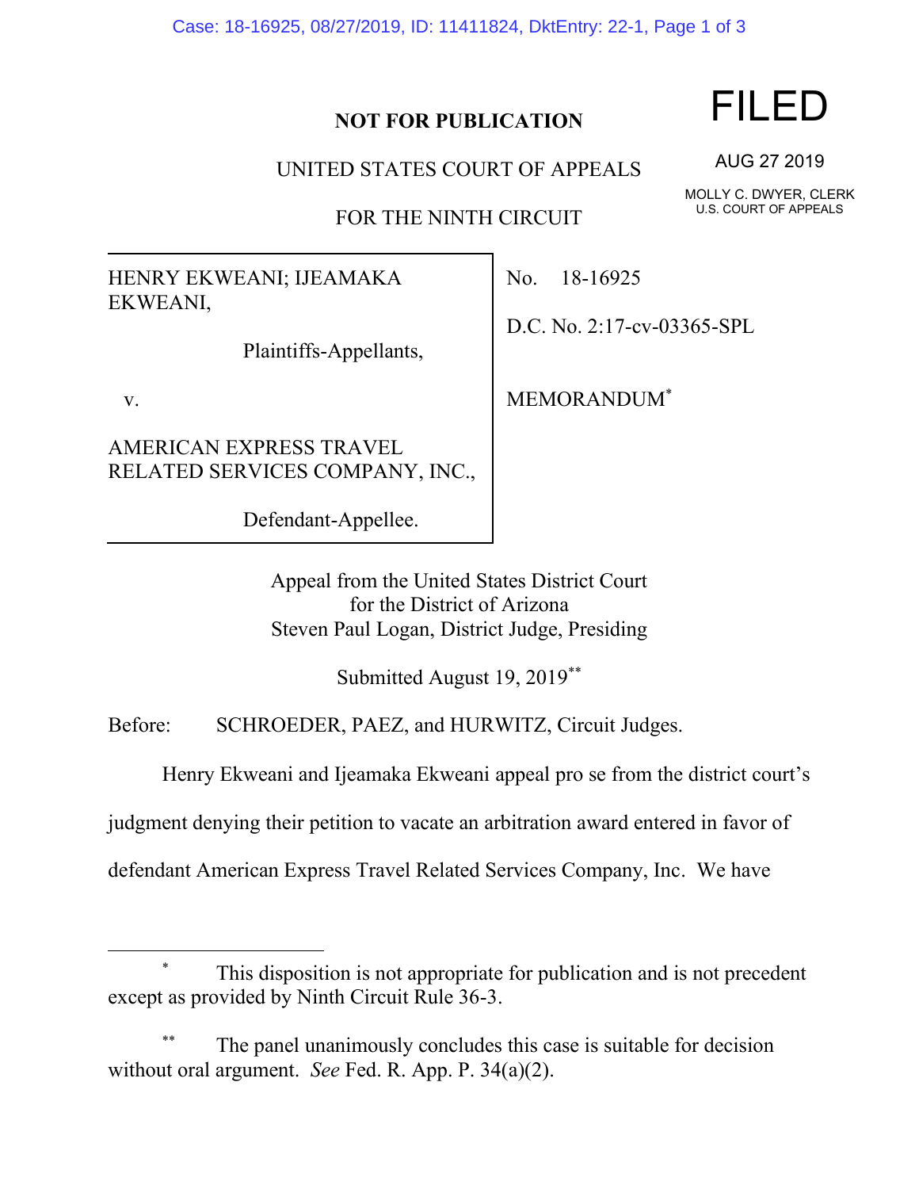NOT FOR PUBLICATION

FILED

AUG 27 2019

MOLLY C. DWYER, CLERK
U.S. COURT OF APPEALS

UNITED STATES COURT OF APPEALS

FOR THE NINTH CIRCUIT

| | |
|---|---|
| HENRY EKWEANI; IJEAMAKA EKWEANI,<br><br>Plaintiffs-Appellants,<br><br>v.<br><br>AMERICAN EXPRESS TRAVEL RELATED SERVICES COMPANY, INC.,<br><br>Defendant-Appellee. | No. 18-16925<br><br>D.C. No. 2:17-cv-03365-SPL<br><br>MEMORANDUM* |

Appeal from the United States District Court
for the District of Arizona
Steven Paul Logan, District Judge, Presiding

Submitted August 19, 2019**

Before: SCHROEDER, PAEZ, and HURWITZ, Circuit Judges.

Henry Ekweani and Ijeamaka Ekweani appeal pro se from the district court's judgment denying their petition to vacate an arbitration award entered in favor of defendant American Express Travel Related Services Company, Inc. We have

---

\* This disposition is not appropriate for publication and is not precedent except as provided by Ninth Circuit Rule 36-3.

\*\* The panel unanimously concludes this case is suitable for decision without oral argument. *See* Fed. R. App. P. 34(a)(2).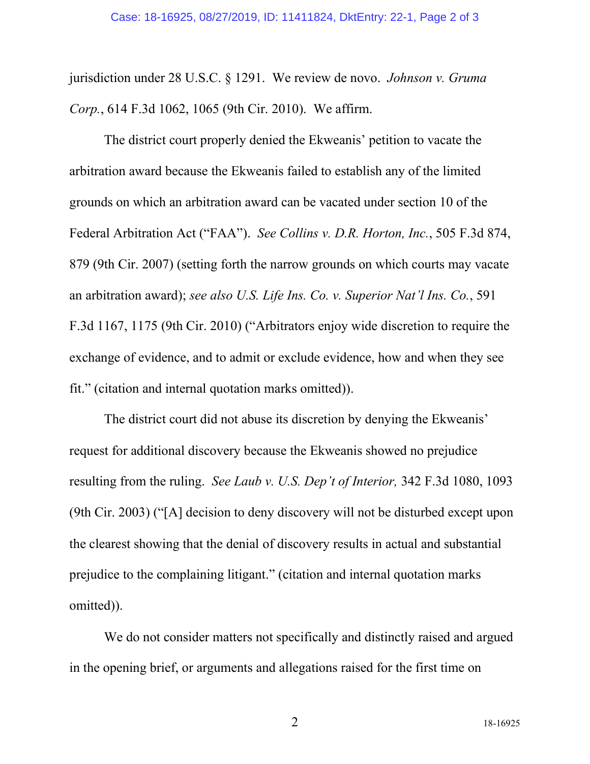jurisdiction under 28 U.S.C. § 1291. We review de novo. *Johnson v. Gruma Corp.*, 614 F.3d 1062, 1065 (9th Cir. 2010). We affirm.

The district court properly denied the Ekweanis' petition to vacate the arbitration award because the Ekweanis failed to establish any of the limited grounds on which an arbitration award can be vacated under section 10 of the Federal Arbitration Act ("FAA"). *See Collins v. D.R. Horton, Inc.*, 505 F.3d 874, 879 (9th Cir. 2007) (setting forth the narrow grounds on which courts may vacate an arbitration award); *see also U.S. Life Ins. Co. v. Superior Nat'l Ins. Co.*, 591 F.3d 1167, 1175 (9th Cir. 2010) ("Arbitrators enjoy wide discretion to require the exchange of evidence, and to admit or exclude evidence, how and when they see fit." (citation and internal quotation marks omitted)).

The district court did not abuse its discretion by denying the Ekweanis' request for additional discovery because the Ekweanis showed no prejudice resulting from the ruling. *See Laub v. U.S. Dep't of Interior,* 342 F.3d 1080, 1093 (9th Cir. 2003) ("[A] decision to deny discovery will not be disturbed except upon the clearest showing that the denial of discovery results in actual and substantial prejudice to the complaining litigant." (citation and internal quotation marks omitted)).

We do not consider matters not specifically and distinctly raised and argued in the opening brief, or arguments and allegations raised for the first time on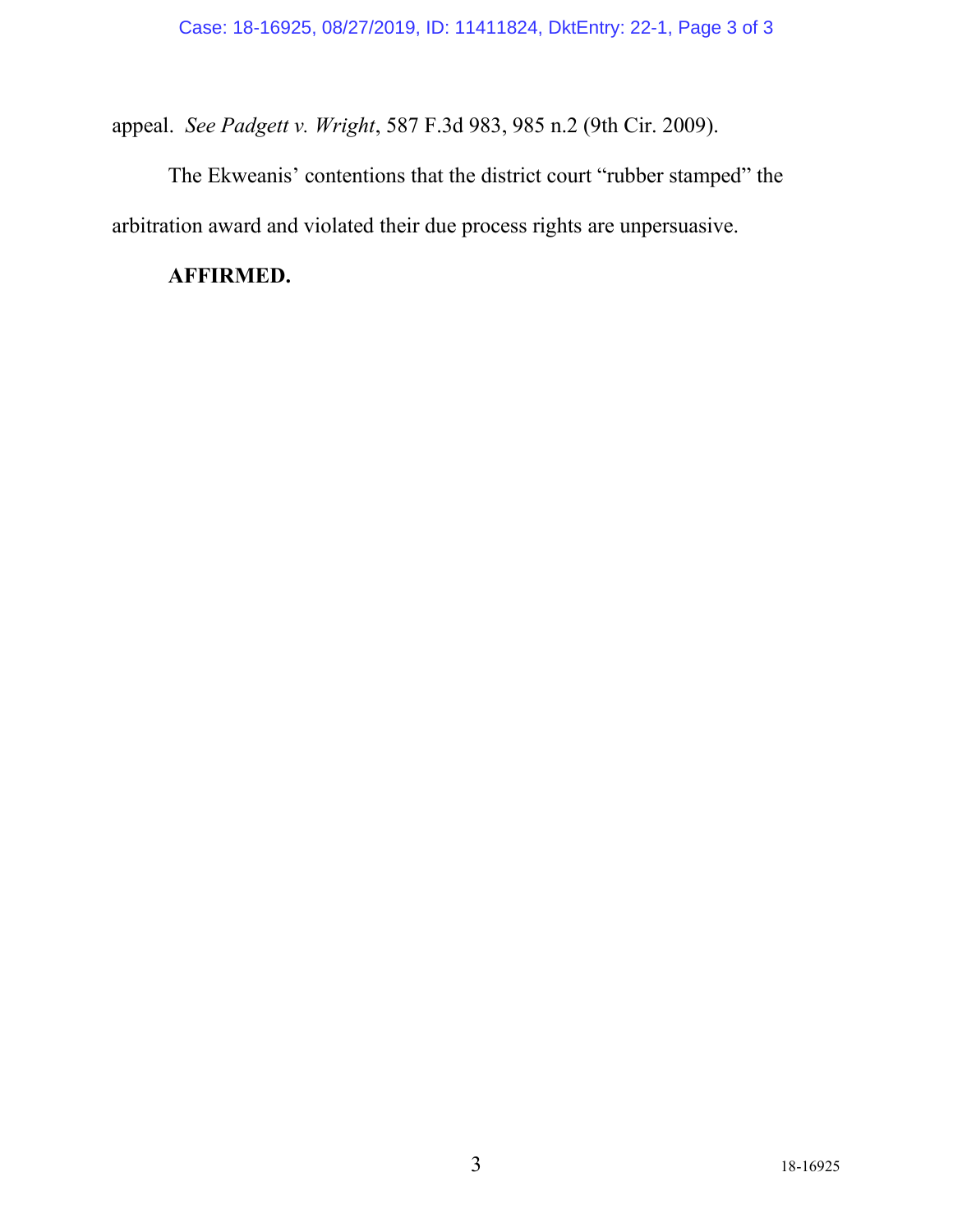appeal. *See Padgett v. Wright*, 587 F.3d 983, 985 n.2 (9th Cir. 2009).

The Ekweanis' contentions that the district court "rubber stamped" the arbitration award and violated their due process rights are unpersuasive.

**AFFIRMED.**